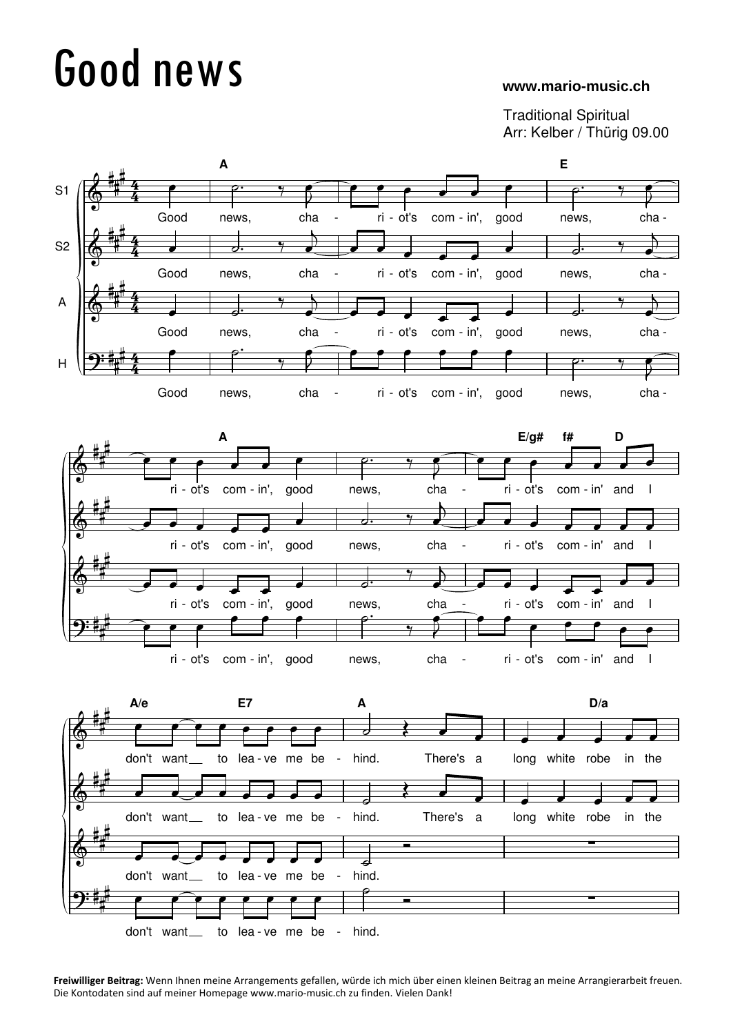# Good news

**www.mario-music.ch**

Traditional Spiritual
Arr: Kelber / Thürig 09.00

**Freiwilliger Beitrag:** Wenn Ihnen meine Arrangements gefallen, würde ich mich über einen kleinen Beitrag an meine Arrangierarbeit freuen. Die Kontodaten sind auf meiner Homepage www.mario-music.ch zu finden. Vielen Dank!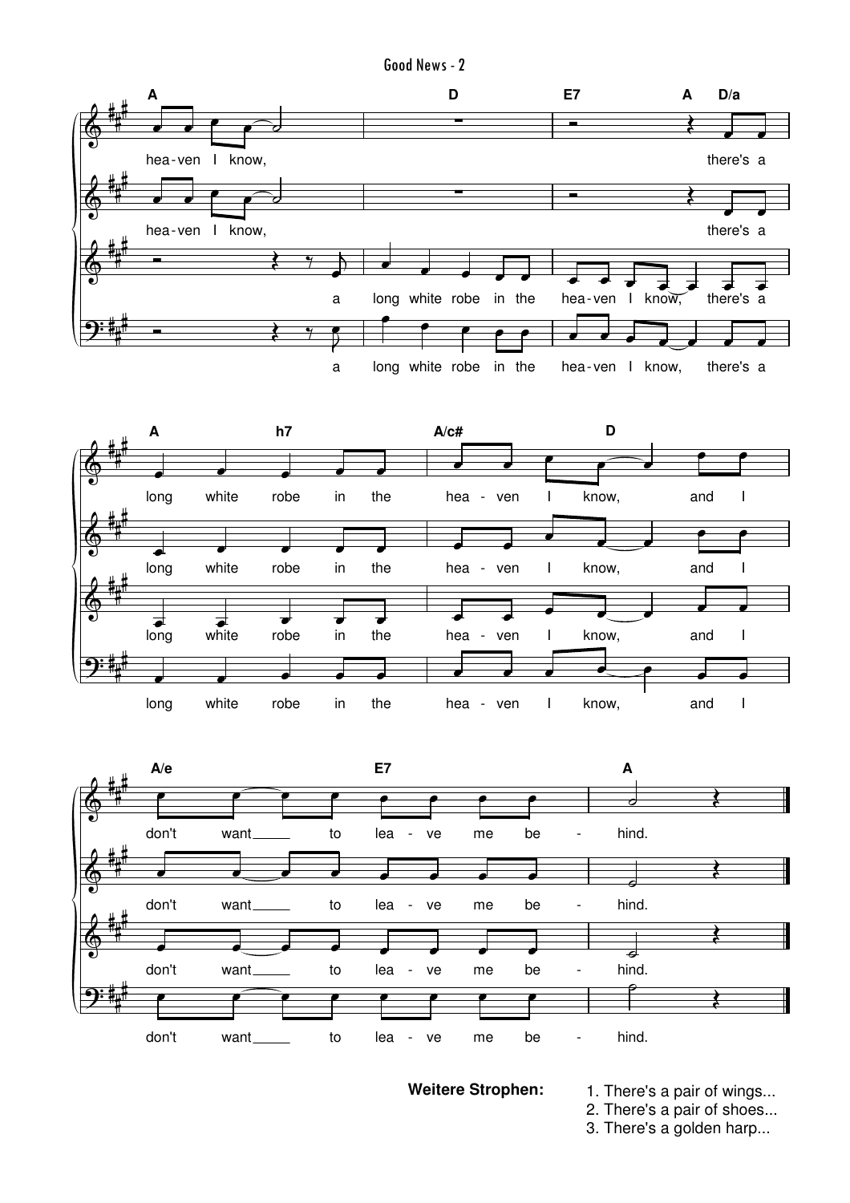**Weitere Strophen:**

1. There's a pair of wings...
2. There's a pair of shoes...
3. There's a golden harp...